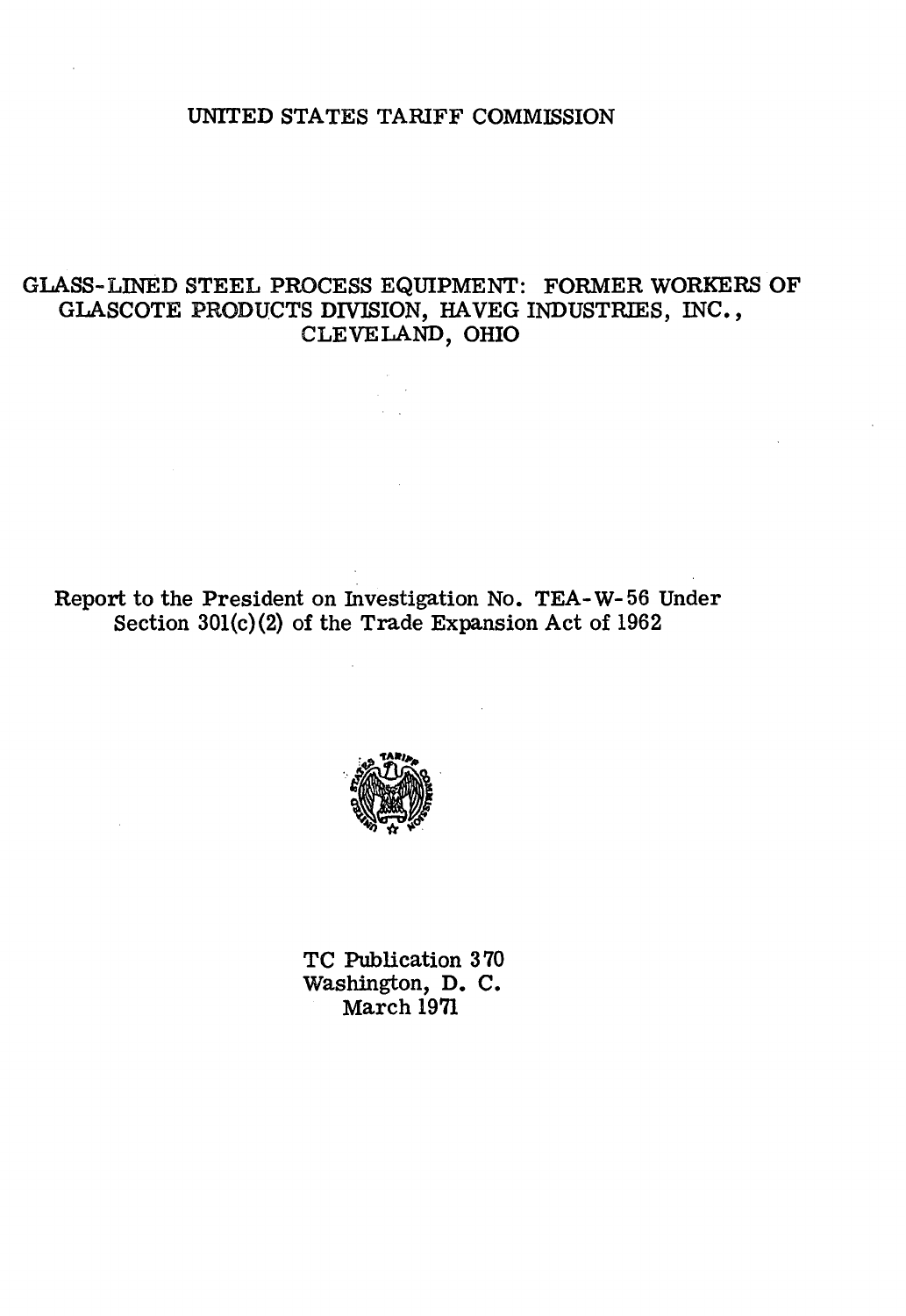UNITED STATES TARIFF COMMISSION

# GLASS-LINED STEEL PROCESS EQUIPMENT: FORMER WORKERS OF GLASCOTE PRODUCTS DIVISION, HAVEG INDUSTRIES, INC., CLEVELAND, OHIO

Report to the President on Investigation No. TEA-W-56 Under Section 301(c)(2) of the Trade Expansion Act of 1962

TC Publication 370
Washington, D. C.
March 1971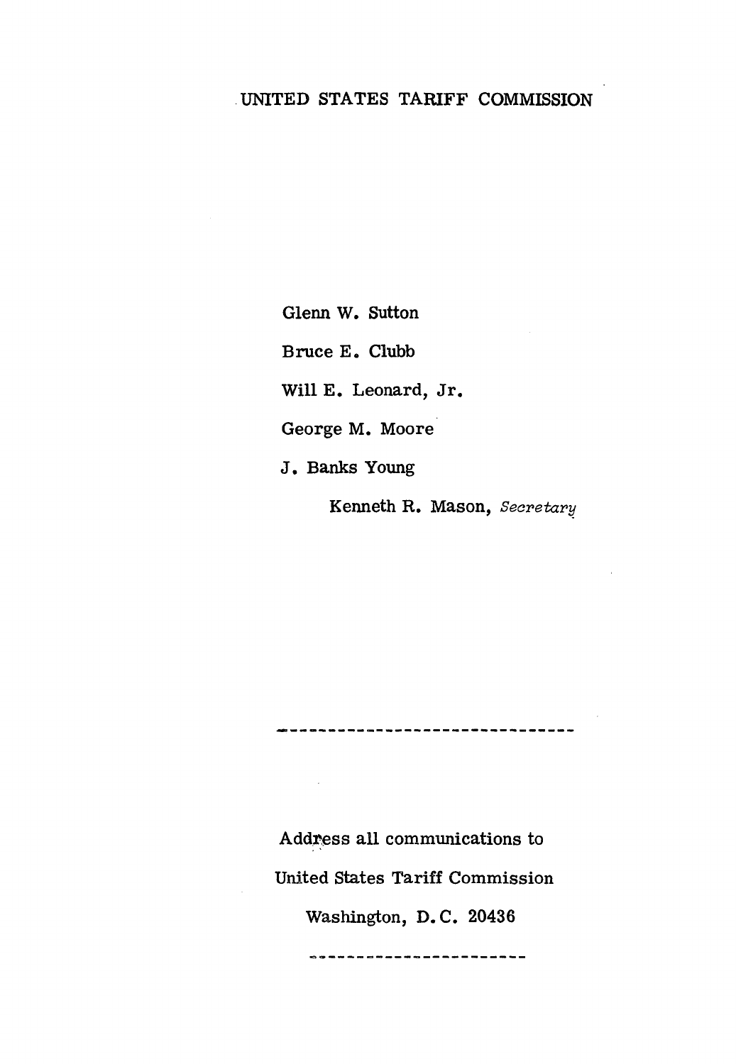UNITED STATES TARIFF COMMISSION

Glenn W. Sutton

Bruce E. Clubb

Will E. Leonard, Jr.

George M. Moore

J. Banks Young

Kenneth R. Mason, *Secretary*

---

Address all communications to

United States Tariff Commission

Washington, D. C. 20436

---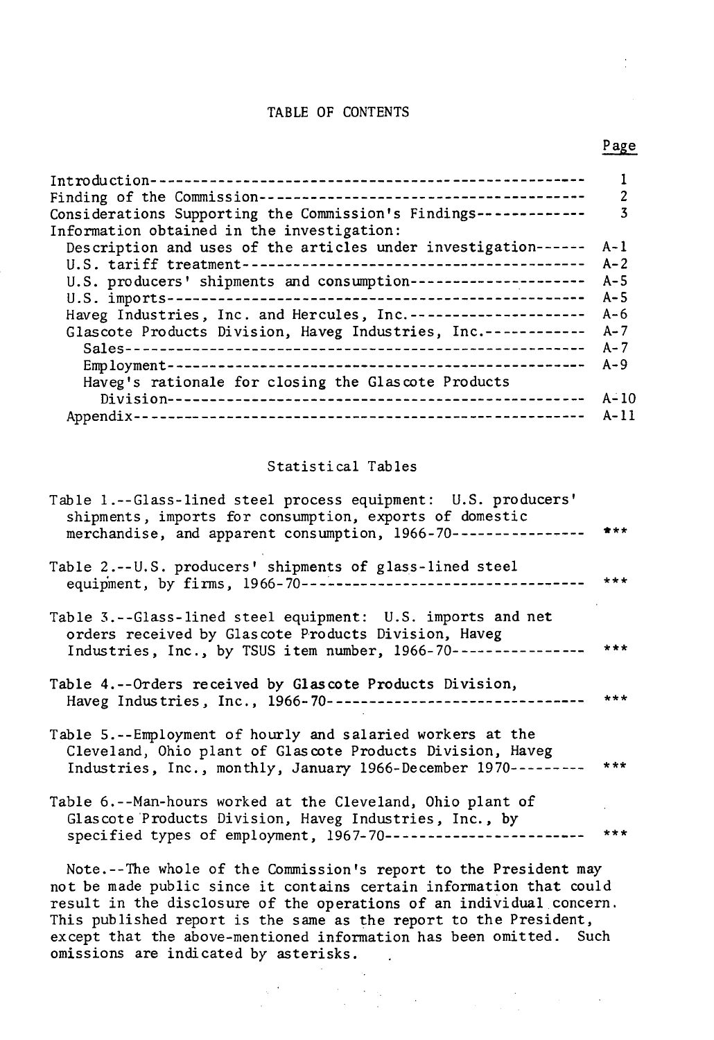# TABLE OF CONTENTS

| | Page |
|---|---|
| Introduction | 1 |
| Finding of the Commission | 2 |
| Considerations Supporting the Commission's Findings | 3 |
| Information obtained in the investigation: | |
| Description and uses of the articles under investigation | A-1 |
| U.S. tariff treatment | A-2 |
| U.S. producers' shipments and consumption | A-5 |
| U.S. imports | A-5 |
| Haveg Industries, Inc. and Hercules, Inc. | A-6 |
| Glascote Products Division, Haveg Industries, Inc. | A-7 |
| Sales | A-7 |
| Employment | A-9 |
| Haveg's rationale for closing the Glascote Products Division | A-10 |
| Appendix | A-11 |

## Statistical Tables

| | |
|---|---|
| Table 1.--Glass-lined steel process equipment: U.S. producers' shipments, imports for consumption, exports of domestic merchandise, and apparent consumption, 1966-70 | *** |
| Table 2.--U.S. producers' shipments of glass-lined steel equipment, by firms, 1966-70 | *** |
| Table 3.--Glass-lined steel equipment: U.S. imports and net orders received by Glascote Products Division, Haveg Industries, Inc., by TSUS item number, 1966-70 | *** |
| Table 4.--Orders received by Glascote Products Division, Haveg Industries, Inc., 1966-70 | *** |
| Table 5.--Employment of hourly and salaried workers at the Cleveland, Ohio plant of Glascote Products Division, Haveg Industries, Inc., monthly, January 1966-December 1970 | *** |
| Table 6.--Man-hours worked at the Cleveland, Ohio plant of Glascote Products Division, Haveg Industries, Inc., by specified types of employment, 1967-70 | *** |

Note.--The whole of the Commission's report to the President may not be made public since it contains certain information that could result in the disclosure of the operations of an individual concern. This published report is the same as the report to the President, except that the above-mentioned information has been omitted. Such omissions are indicated by asterisks.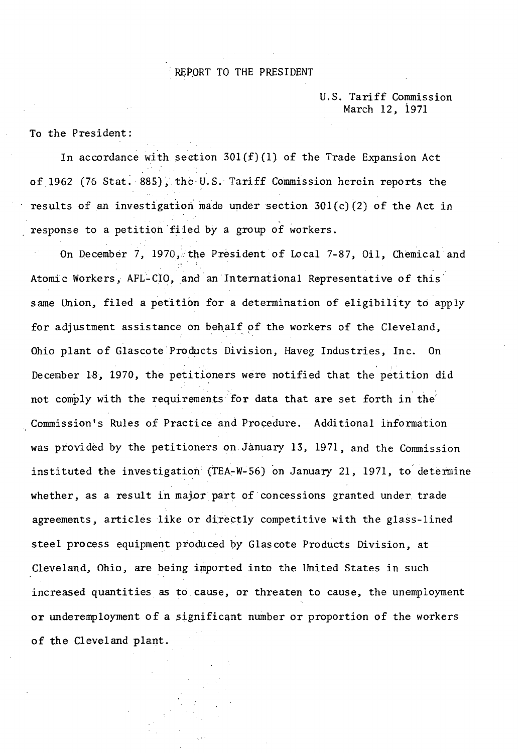# REPORT TO THE PRESIDENT

U.S. Tariff Commission
March 12, 1971

To the President:

In accordance with section 301(f)(1) of the Trade Expansion Act of 1962 (76 Stat. 885), the U.S. Tariff Commission herein reports the results of an investigation made under section 301(c)(2) of the Act in response to a petition filed by a group of workers.

On December 7, 1970, the President of Local 7-87, Oil, Chemical and Atomic Workers, AFL-CIO, and an International Representative of this same Union, filed a petition for a determination of eligibility to apply for adjustment assistance on behalf of the workers of the Cleveland, Ohio plant of Glascote Products Division, Haveg Industries, Inc. On December 18, 1970, the petitioners were notified that the petition did not comply with the requirements for data that are set forth in the Commission's Rules of Practice and Procedure. Additional information was provided by the petitioners on January 13, 1971, and the Commission instituted the investigation (TEA-W-56) on January 21, 1971, to determine whether, as a result in major part of concessions granted under trade agreements, articles like or directly competitive with the glass-lined steel process equipment produced by Glascote Products Division, at Cleveland, Ohio, are being imported into the United States in such increased quantities as to cause, or threaten to cause, the unemployment or underemployment of a significant number or proportion of the workers of the Cleveland plant.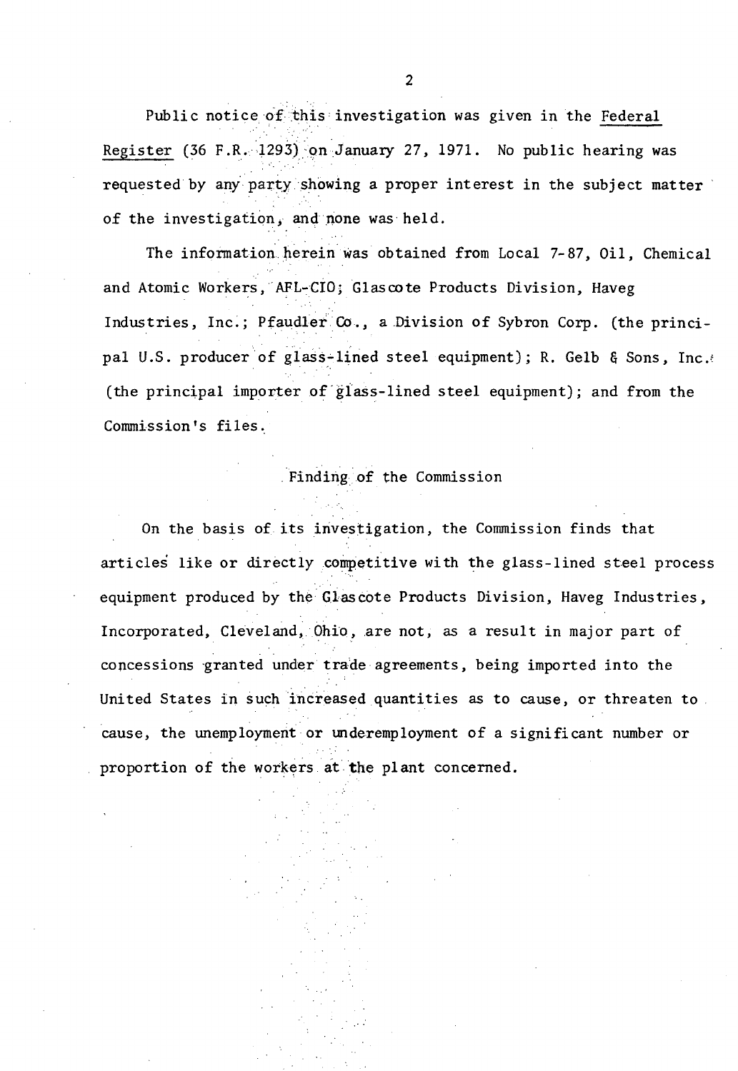Public notice of this investigation was given in the Federal Register (36 F.R. 1293) on January 27, 1971. No public hearing was requested by any party showing a proper interest in the subject matter of the investigation, and none was held.

The information herein was obtained from Local 7-87, Oil, Chemical and Atomic Workers, AFL-CIO; Glascote Products Division, Haveg Industries, Inc.; Pfaudler Co., a Division of Sybron Corp. (the principal U.S. producer of glass-lined steel equipment); R. Gelb & Sons, Inc. (the principal importer of glass-lined steel equipment); and from the Commission's files.

## Finding of the Commission

On the basis of its investigation, the Commission finds that articles like or directly competitive with the glass-lined steel process equipment produced by the Glascote Products Division, Haveg Industries, Incorporated, Cleveland, Ohio, are not, as a result in major part of concessions granted under trade agreements, being imported into the United States in such increased quantities as to cause, or threaten to cause, the unemployment or underemployment of a significant number or proportion of the workers at the plant concerned.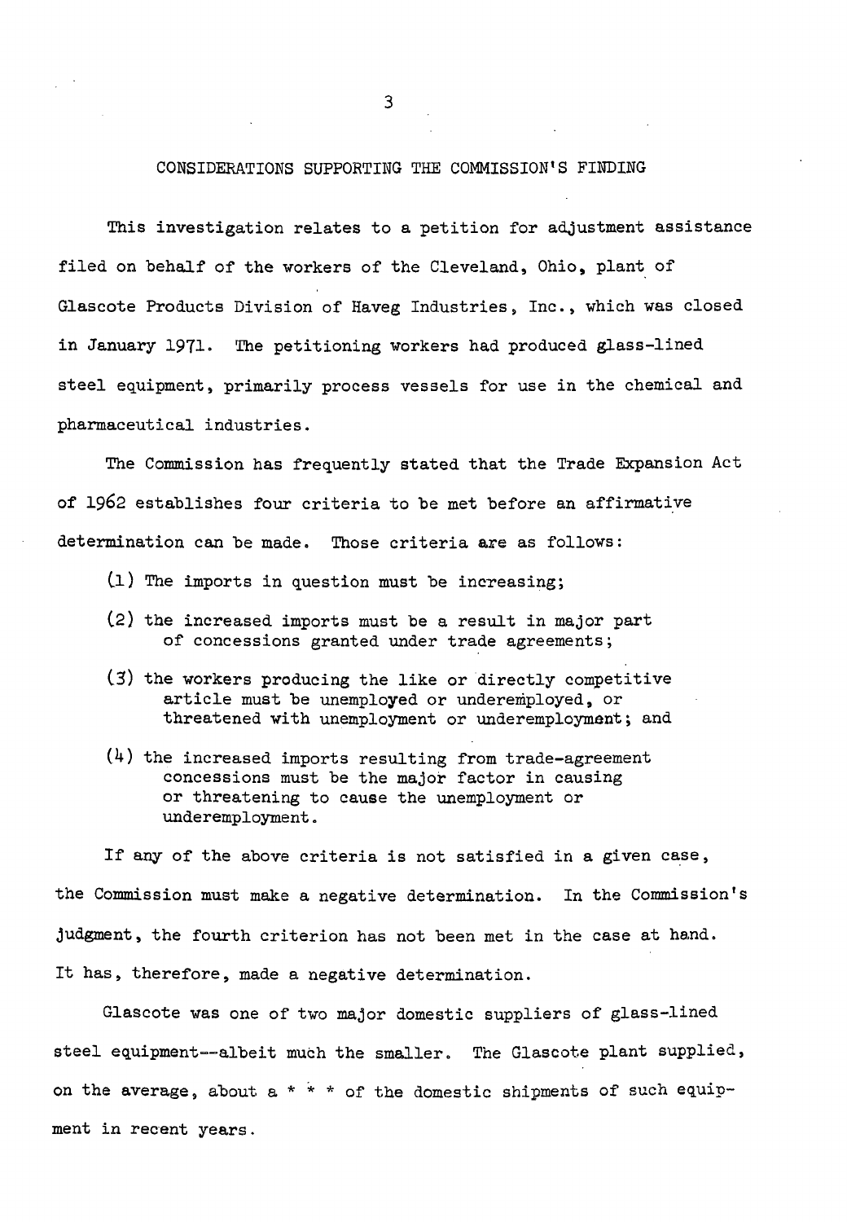## CONSIDERATIONS SUPPORTING THE COMMISSION'S FINDING

This investigation relates to a petition for adjustment assistance filed on behalf of the workers of the Cleveland, Ohio, plant of Glascote Products Division of Haveg Industries, Inc., which was closed in January 1971. The petitioning workers had produced glass-lined steel equipment, primarily process vessels for use in the chemical and pharmaceutical industries.

The Commission has frequently stated that the Trade Expansion Act of 1962 establishes four criteria to be met before an affirmative determination can be made. Those criteria are as follows:

(1) The imports in question must be increasing;

(2) the increased imports must be a result in major part of concessions granted under trade agreements;

(3) the workers producing the like or directly competitive article must be unemployed or underemployed, or threatened with unemployment or underemployment; and

(4) the increased imports resulting from trade-agreement concessions must be the major factor in causing or threatening to cause the unemployment or underemployment.

If any of the above criteria is not satisfied in a given case, the Commission must make a negative determination. In the Commission's judgment, the fourth criterion has not been met in the case at hand. It has, therefore, made a negative determination.

Glascote was one of two major domestic suppliers of glass-lined steel equipment--albeit much the smaller. The Glascote plant supplied, on the average, about a * * * of the domestic shipments of such equipment in recent years.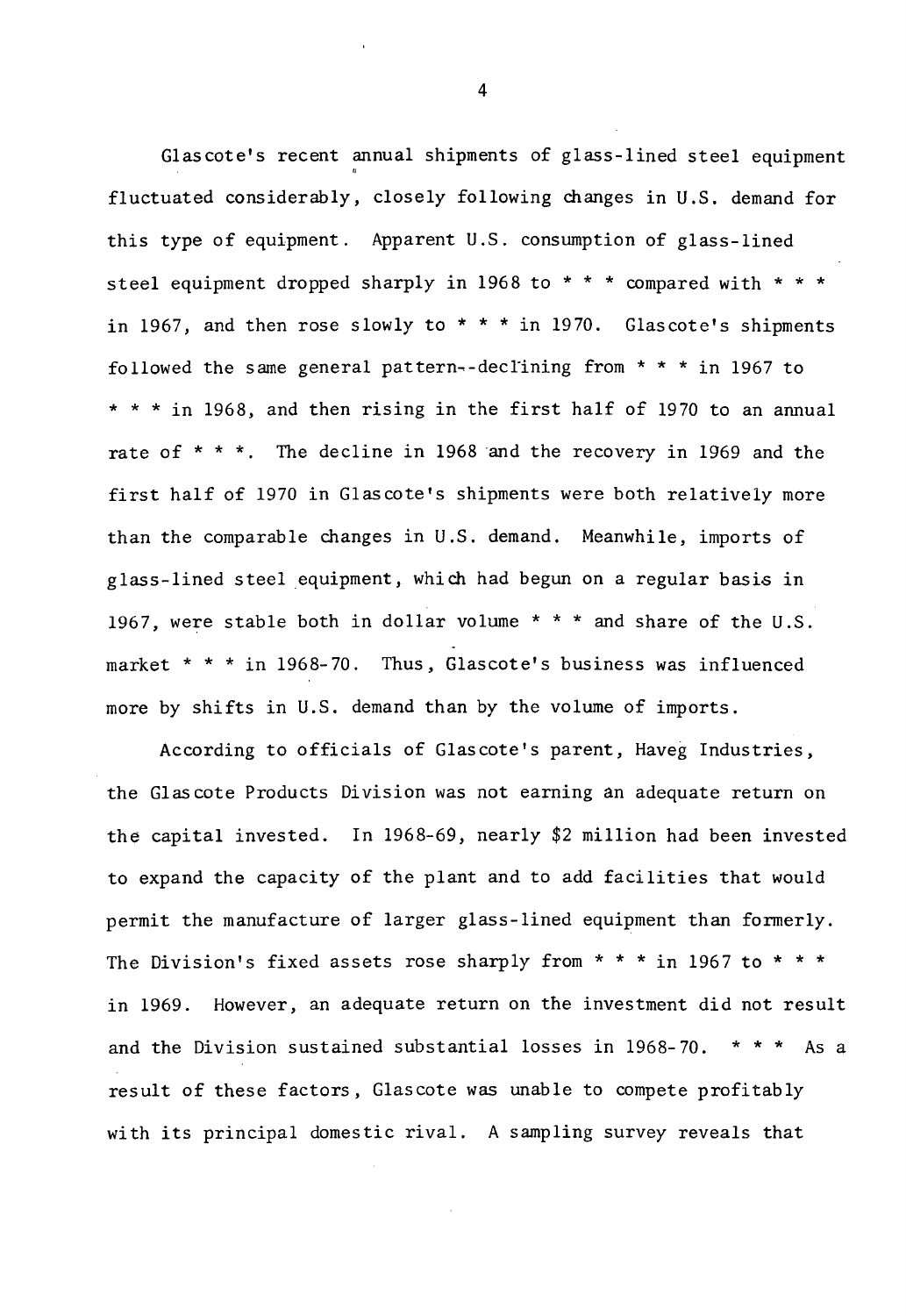Glascote's recent annual shipments of glass-lined steel equipment fluctuated considerably, closely following changes in U.S. demand for this type of equipment. Apparent U.S. consumption of glass-lined steel equipment dropped sharply in 1968 to * * * compared with * * * in 1967, and then rose slowly to * * * in 1970. Glascote's shipments followed the same general pattern--declining from * * * in 1967 to * * * in 1968, and then rising in the first half of 1970 to an annual rate of * * *. The decline in 1968 and the recovery in 1969 and the first half of 1970 in Glascote's shipments were both relatively more than the comparable changes in U.S. demand. Meanwhile, imports of glass-lined steel equipment, which had begun on a regular basis in 1967, were stable both in dollar volume * * * and share of the U.S. market * * * in 1968-70. Thus, Glascote's business was influenced more by shifts in U.S. demand than by the volume of imports.

According to officials of Glascote's parent, Haveg Industries, the Glascote Products Division was not earning an adequate return on the capital invested. In 1968-69, nearly $2 million had been invested to expand the capacity of the plant and to add facilities that would permit the manufacture of larger glass-lined equipment than formerly. The Division's fixed assets rose sharply from * * * in 1967 to * * * in 1969. However, an adequate return on the investment did not result and the Division sustained substantial losses in 1968-70. * * * As a result of these factors, Glascote was unable to compete profitably with its principal domestic rival. A sampling survey reveals that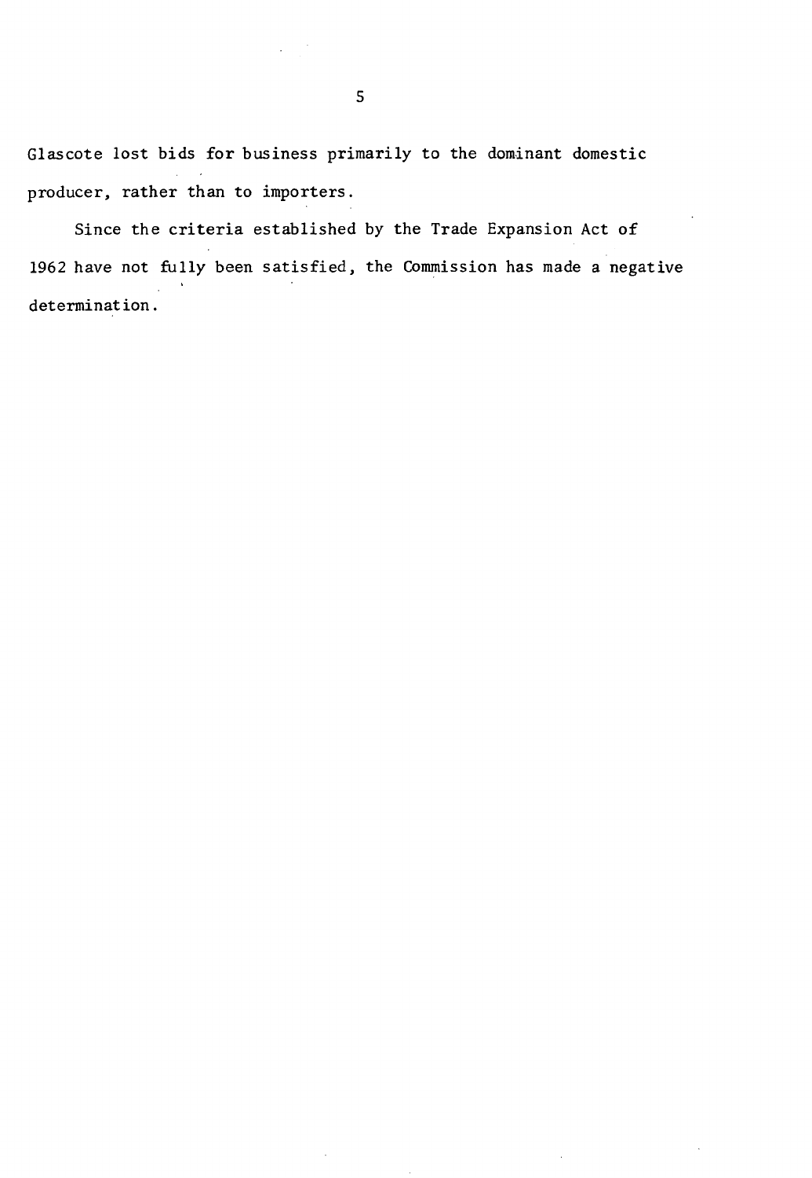Glascote lost bids for business primarily to the dominant domestic producer, rather than to importers.

Since the criteria established by the Trade Expansion Act of 1962 have not fully been satisfied, the Commission has made a negative determination.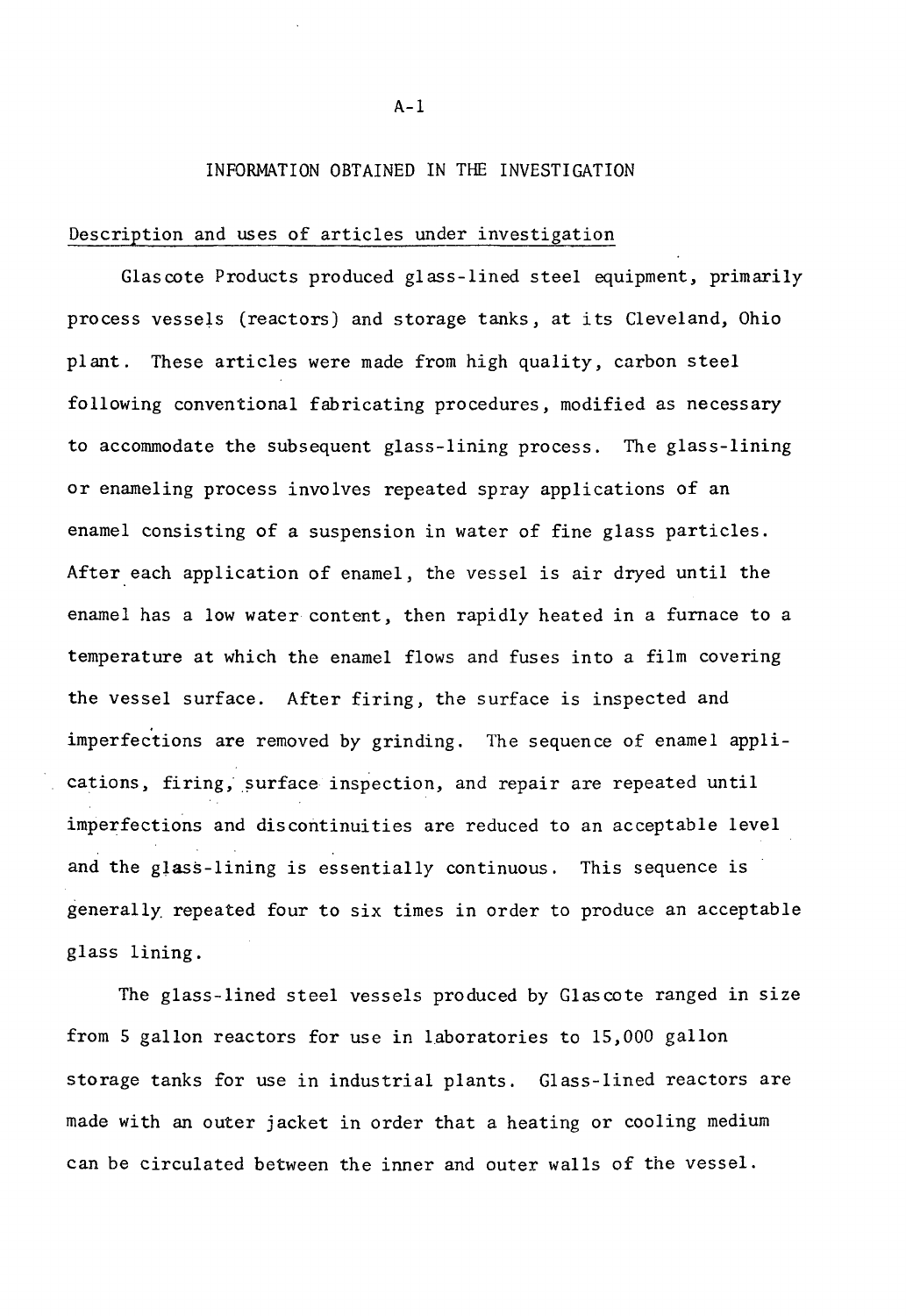## INFORMATION OBTAINED IN THE INVESTIGATION

### Description and uses of articles under investigation

Glascote Products produced glass-lined steel equipment, primarily process vessels (reactors) and storage tanks, at its Cleveland, Ohio plant. These articles were made from high quality, carbon steel following conventional fabricating procedures, modified as necessary to accommodate the subsequent glass-lining process. The glass-lining or enameling process involves repeated spray applications of an enamel consisting of a suspension in water of fine glass particles. After each application of enamel, the vessel is air dryed until the enamel has a low water content, then rapidly heated in a furnace to a temperature at which the enamel flows and fuses into a film covering the vessel surface. After firing, the surface is inspected and imperfections are removed by grinding. The sequence of enamel applications, firing, surface inspection, and repair are repeated until imperfections and discontinuities are reduced to an acceptable level and the glass-lining is essentially continuous. This sequence is generally repeated four to six times in order to produce an acceptable glass lining.

The glass-lined steel vessels produced by Glascote ranged in size from 5 gallon reactors for use in laboratories to 15,000 gallon storage tanks for use in industrial plants. Glass-lined reactors are made with an outer jacket in order that a heating or cooling medium can be circulated between the inner and outer walls of the vessel.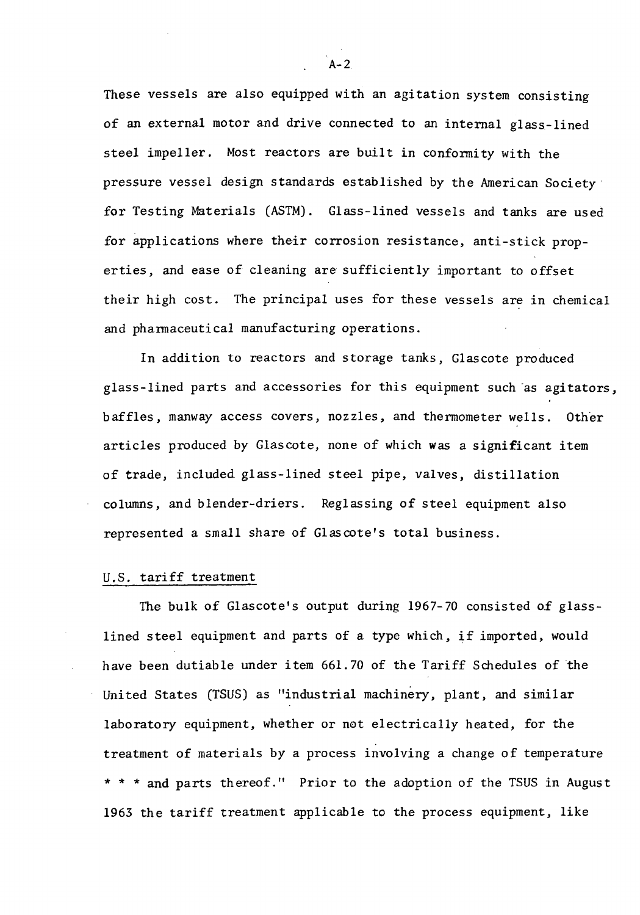These vessels are also equipped with an agitation system consisting of an external motor and drive connected to an internal glass-lined steel impeller. Most reactors are built in conformity with the pressure vessel design standards established by the American Society for Testing Materials (ASTM). Glass-lined vessels and tanks are used for applications where their corrosion resistance, anti-stick properties, and ease of cleaning are sufficiently important to offset their high cost. The principal uses for these vessels are in chemical and pharmaceutical manufacturing operations.

In addition to reactors and storage tanks, Glascote produced glass-lined parts and accessories for this equipment such as agitators, baffles, manway access covers, nozzles, and thermometer wells. Other articles produced by Glascote, none of which was a significant item of trade, included glass-lined steel pipe, valves, distillation columns, and blender-driers. Reglassing of steel equipment also represented a small share of Glascote's total business.

U.S. tariff treatment

The bulk of Glascote's output during 1967-70 consisted of glass-lined steel equipment and parts of a type which, if imported, would have been dutiable under item 661.70 of the Tariff Schedules of the United States (TSUS) as "industrial machinery, plant, and similar laboratory equipment, whether or not electrically heated, for the treatment of materials by a process involving a change of temperature * * * and parts thereof." Prior to the adoption of the TSUS in August 1963 the tariff treatment applicable to the process equipment, like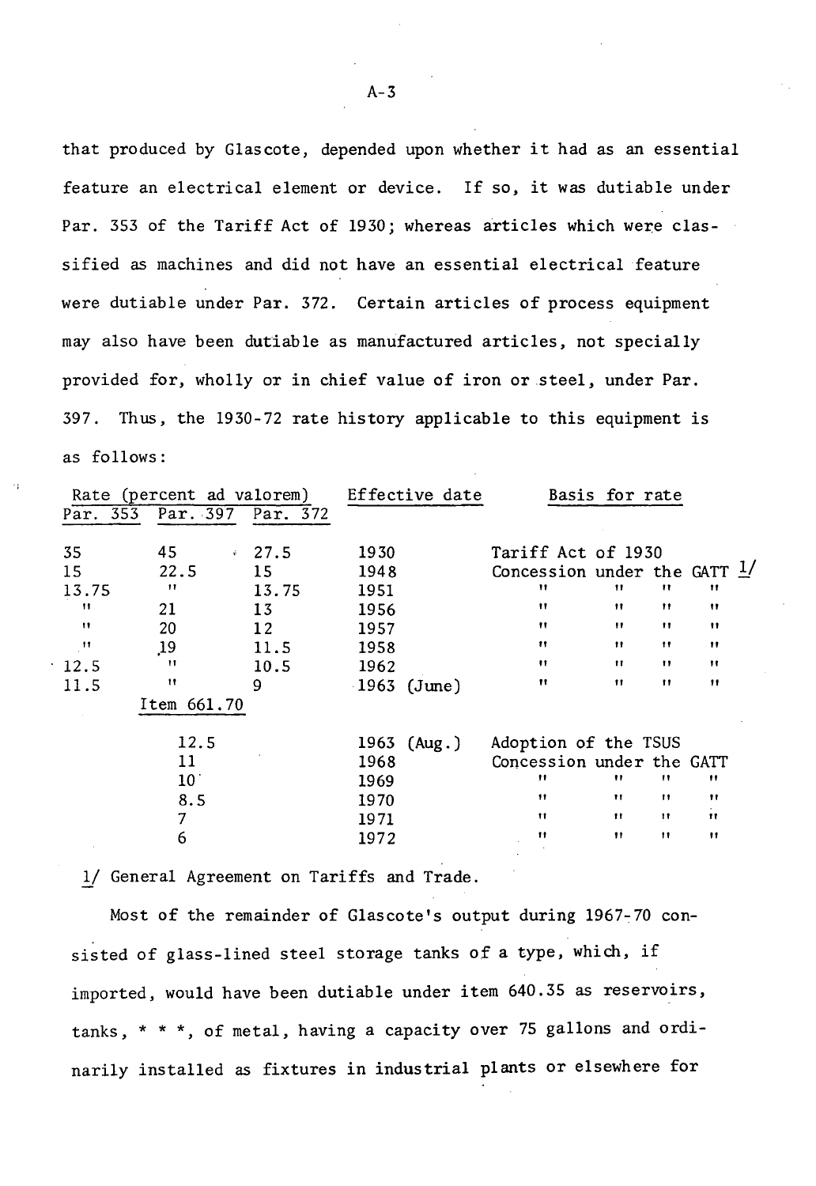that produced by Glascote, depended upon whether it had as an essential feature an electrical element or device. If so, it was dutiable under Par. 353 of the Tariff Act of 1930; whereas articles which were classified as machines and did not have an essential electrical feature were dutiable under Par. 372. Certain articles of process equipment may also have been dutiable as manufactured articles, not specially provided for, wholly or in chief value of iron or steel, under Par. 397. Thus, the 1930-72 rate history applicable to this equipment is as follows:

| Rate (percent ad valorem) | | | Effective date | Basis for rate |
|---|---|---|---|---|
| Par. 353 | Par. 397 | Par. 372 | | |
| 35 | 45 | 27.5 | 1930 | Tariff Act of 1930 |
| 15 | 22.5 | 15 | 1948 | Concession under the GATT 1/ |
| 13.75 | " | 13.75 | 1951 | " " " " |
| " | 21 | 13 | 1956 | " " " " |
| " | 20 | 12 | 1957 | " " " " |
| " | 19 | 11.5 | 1958 | " " " " |
| 12.5 | " | 10.5 | 1962 | " " " " |
| 11.5 | " | 9 | 1963 (June) | " " " " |
| | Item 661.70 | | | |
| | 12.5 | | 1963 (Aug.) | Adoption of the TSUS |
| | 11 | | 1968 | Concession under the GATT |
| | 10 | | 1969 | " " " " |
| | 8.5 | | 1970 | " " " " |
| | 7 | | 1971 | " " " " |
| | 6 | | 1972 | " " " " |

1/ General Agreement on Tariffs and Trade.

Most of the remainder of Glascote's output during 1967-70 consisted of glass-lined steel storage tanks of a type, which, if imported, would have been dutiable under item 640.35 as reservoirs, tanks, * * *, of metal, having a capacity over 75 gallons and ordinarily installed as fixtures in industrial plants or elsewhere for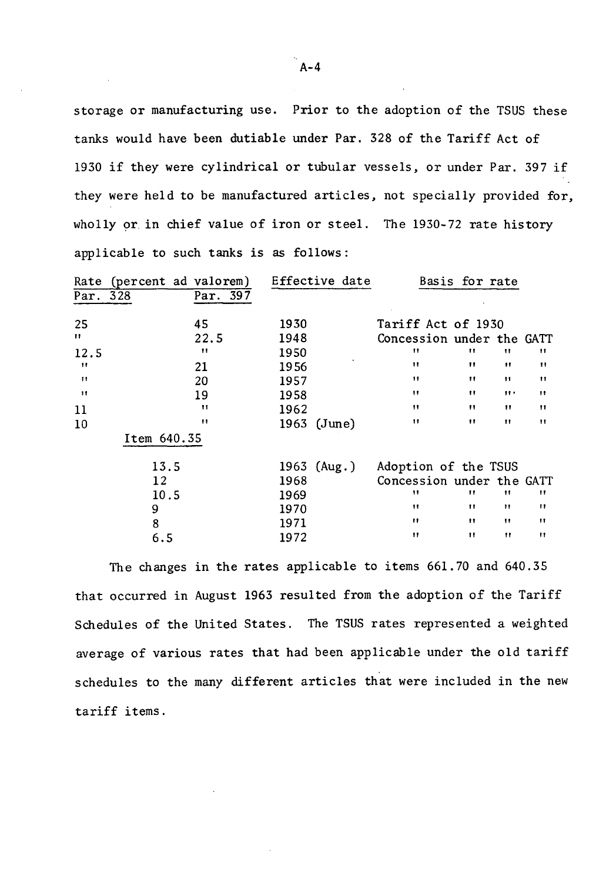storage or manufacturing use. Prior to the adoption of the TSUS these tanks would have been dutiable under Par. 328 of the Tariff Act of 1930 if they were cylindrical or tubular vessels, or under Par. 397 if they were held to be manufactured articles, not specially provided for, wholly or in chief value of iron or steel. The 1930-72 rate history applicable to such tanks is as follows:

| Rate (percent ad valorem) | | Effective date | Basis for rate |
|---|---|---|---|
| Par. 328 | Par. 397 | | |
| 25 | 45 | 1930 | Tariff Act of 1930 |
| " | 22.5 | 1948 | Concession under the GATT |
| 12.5 | " | 1950 | " " " " |
| " | 21 | 1956 | " " " " |
| " | 20 | 1957 | " " " " |
| " | 19 | 1958 | " " " " |
| 11 | " | 1962 | " " " " |
| 10 | " | 1963 (June) | " " " " |
| Item 640.35 | | | |
| 13.5 | | 1963 (Aug.) | Adoption of the TSUS |
| 12 | | 1968 | Concession under the GATT |
| 10.5 | | 1969 | " " " " |
| 9 | | 1970 | " " " " |
| 8 | | 1971 | " " " " |
| 6.5 | | 1972 | " " " " |

The changes in the rates applicable to items 661.70 and 640.35 that occurred in August 1963 resulted from the adoption of the Tariff Schedules of the United States. The TSUS rates represented a weighted average of various rates that had been applicable under the old tariff schedules to the many different articles that were included in the new tariff items.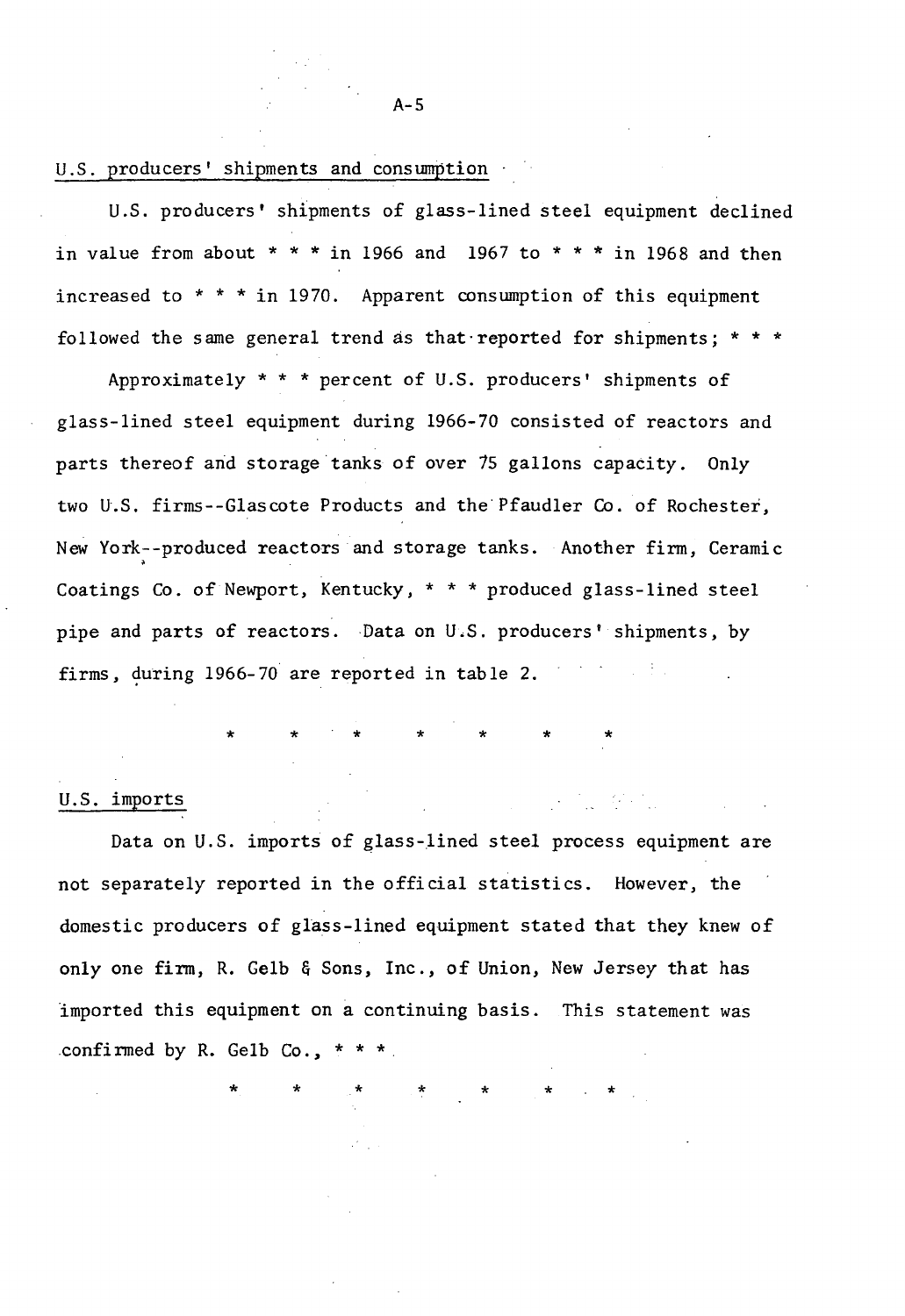## U.S. producers' shipments and consumption

U.S. producers' shipments of glass-lined steel equipment declined in value from about * * * in 1966 and 1967 to * * * in 1968 and then increased to * * * in 1970. Apparent consumption of this equipment followed the same general trend as that reported for shipments; * * *

Approximately * * * percent of U.S. producers' shipments of glass-lined steel equipment during 1966-70 consisted of reactors and parts thereof and storage tanks of over 75 gallons capacity. Only two U.S. firms--Glascote Products and the Pfaudler Co. of Rochester, New York--produced reactors and storage tanks. Another firm, Ceramic Coatings Co. of Newport, Kentucky, * * * produced glass-lined steel pipe and parts of reactors. Data on U.S. producers' shipments, by firms, during 1966-70 are reported in table 2.

\* \* \* \* \* \* \*

## U.S. imports

Data on U.S. imports of glass-lined steel process equipment are not separately reported in the official statistics. However, the domestic producers of glass-lined equipment stated that they knew of only one firm, R. Gelb & Sons, Inc., of Union, New Jersey that has imported this equipment on a continuing basis. This statement was confirmed by R. Gelb Co., * * *.

\* \* \* \* \* \* \*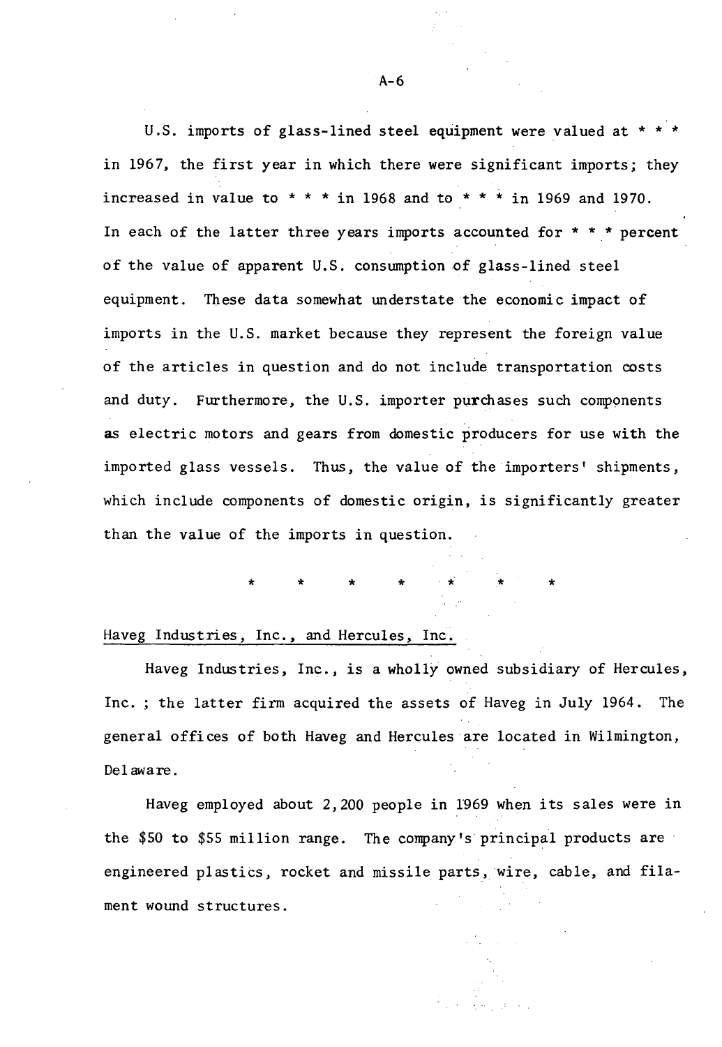U.S. imports of glass-lined steel equipment were valued at * * * in 1967, the first year in which there were significant imports; they increased in value to * * * in 1968 and to * * * in 1969 and 1970. In each of the latter three years imports accounted for * * * percent of the value of apparent U.S. consumption of glass-lined steel equipment. These data somewhat understate the economic impact of imports in the U.S. market because they represent the foreign value of the articles in question and do not include transportation costs and duty. Furthermore, the U.S. importer purchases such components as electric motors and gears from domestic producers for use with the imported glass vessels. Thus, the value of the importers' shipments, which include components of domestic origin, is significantly greater than the value of the imports in question.

\* \* \* \* \* \* \*

Haveg Industries, Inc., and Hercules, Inc.

Haveg Industries, Inc., is a wholly owned subsidiary of Hercules, Inc. ; the latter firm acquired the assets of Haveg in July 1964. The general offices of both Haveg and Hercules are located in Wilmington, Delaware.

Haveg employed about 2,200 people in 1969 when its sales were in the $50 to $55 million range. The company's principal products are engineered plastics, rocket and missile parts, wire, cable, and filament wound structures.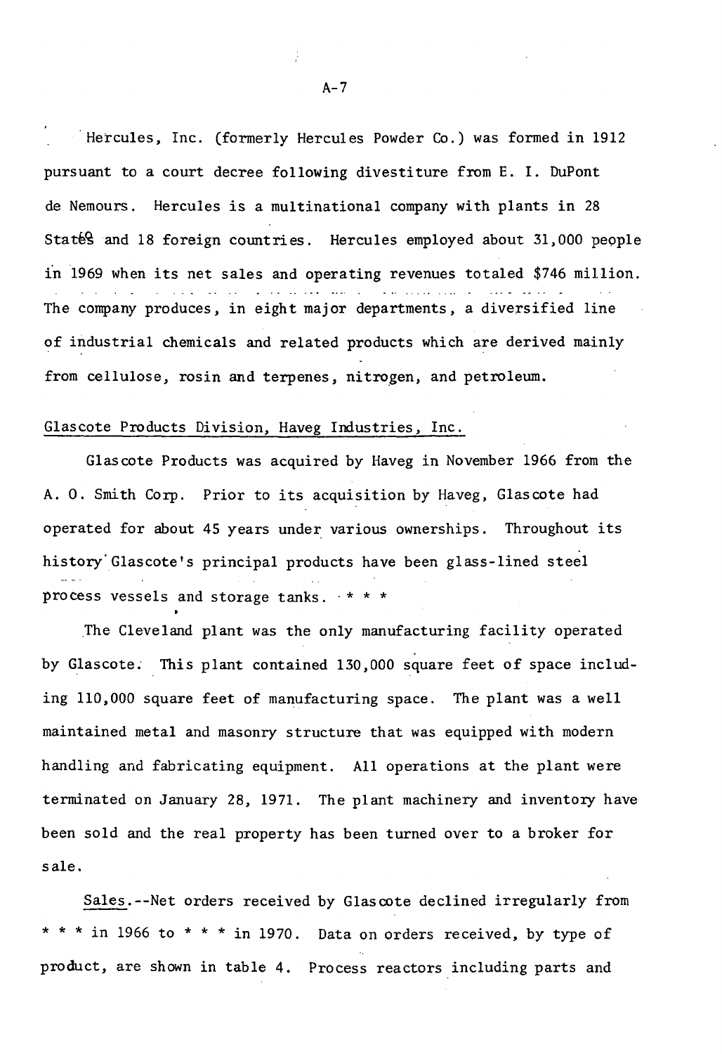Hercules, Inc. (formerly Hercules Powder Co.) was formed in 1912 pursuant to a court decree following divestiture from E. I. DuPont de Nemours. Hercules is a multinational company with plants in 28 States and 18 foreign countries. Hercules employed about 31,000 people in 1969 when its net sales and operating revenues totaled $746 million. The company produces, in eight major departments, a diversified line of industrial chemicals and related products which are derived mainly from cellulose, rosin and terpenes, nitrogen, and petroleum.

Glascote Products Division, Haveg Industries, Inc.

Glascote Products was acquired by Haveg in November 1966 from the A. O. Smith Corp. Prior to its acquisition by Haveg, Glascote had operated for about 45 years under various ownerships. Throughout its history Glascote's principal products have been glass-lined steel process vessels and storage tanks. * * *

The Cleveland plant was the only manufacturing facility operated by Glascote. This plant contained 130,000 square feet of space including 110,000 square feet of manufacturing space. The plant was a well maintained metal and masonry structure that was equipped with modern handling and fabricating equipment. All operations at the plant were terminated on January 28, 1971. The plant machinery and inventory have been sold and the real property has been turned over to a broker for sale.

Sales.--Net orders received by Glascote declined irregularly from * * * in 1966 to * * * in 1970. Data on orders received, by type of product, are shown in table 4. Process reactors including parts and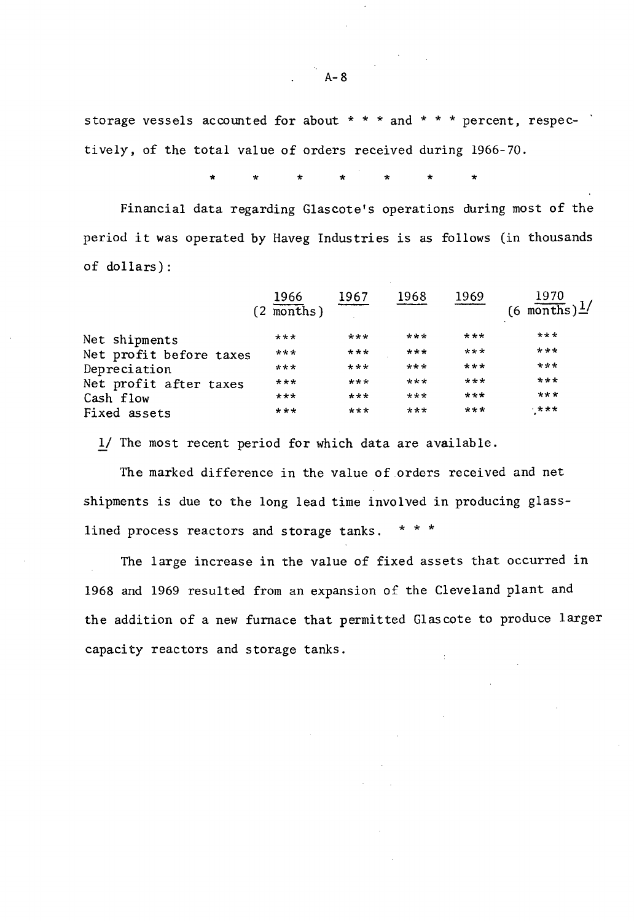storage vessels accounted for about * * * and * * * percent, respectively, of the total value of orders received during 1966-70.

\* \* \* \* \* \* \*

Financial data regarding Glascote's operations during most of the period it was operated by Haveg Industries is as follows (in thousands of dollars):

| | 1966 (2 months) | 1967 | 1968 | 1969 | 1970 (6 months)[1/] |
|---|---|---|---|---|---|
| Net shipments | *** | *** | *** | *** | *** |
| Net profit before taxes | *** | *** | *** | *** | *** |
| Depreciation | *** | *** | *** | *** | *** |
| Net profit after taxes | *** | *** | *** | *** | *** |
| Cash flow | *** | *** | *** | *** | *** |
| Fixed assets | *** | *** | *** | *** | *** |

1/ The most recent period for which data are available.

The marked difference in the value of orders received and net shipments is due to the long lead time involved in producing glass-lined process reactors and storage tanks. * * *

The large increase in the value of fixed assets that occurred in 1968 and 1969 resulted from an expansion of the Cleveland plant and the addition of a new furnace that permitted Glascote to produce larger capacity reactors and storage tanks.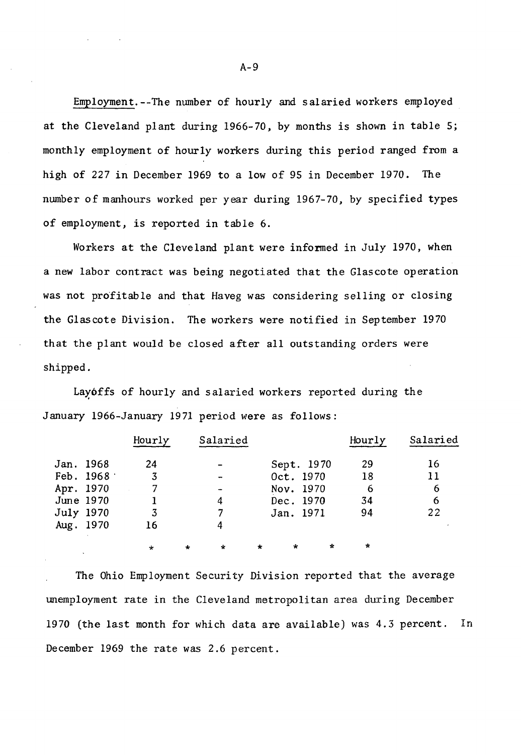Employment.--The number of hourly and salaried workers employed at the Cleveland plant during 1966-70, by months is shown in table 5; monthly employment of hourly workers during this period ranged from a high of 227 in December 1969 to a low of 95 in December 1970. The number of manhours worked per year during 1967-70, by specified types of employment, is reported in table 6.

Workers at the Cleveland plant were informed in July 1970, when a new labor contract was being negotiated that the Glascote operation was not profitable and that Haveg was considering selling or closing the Glascote Division. The workers were notified in September 1970 that the plant would be closed after all outstanding orders were shipped.

Layoffs of hourly and salaried workers reported during the January 1966-January 1971 period were as follows:

| | Hourly | Salaried | | Hourly | Salaried |
|---|---|---|---|---|---|
| Jan. 1968 | 24 | - | Sept. 1970 | 29 | 16 |
| Feb. 1968 | 3 | - | Oct. 1970 | 18 | 11 |
| Apr. 1970 | 7 | - | Nov. 1970 | 6 | 6 |
| June 1970 | 1 | 4 | Dec. 1970 | 34 | 6 |
| July 1970 | 3 | 7 | Jan. 1971 | 94 | 22 |
| Aug. 1970 | 16 | 4 | | | |

\* \* \* \* \* \* \*

The Ohio Employment Security Division reported that the average unemployment rate in the Cleveland metropolitan area during December 1970 (the last month for which data are available) was 4.3 percent. In December 1969 the rate was 2.6 percent.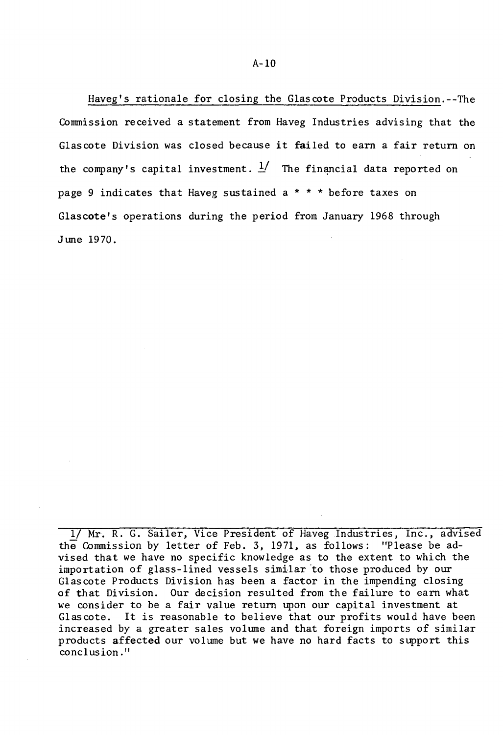Haveg's rationale for closing the Glascote Products Division.--The Commission received a statement from Haveg Industries advising that the Glascote Division was closed because it failed to earn a fair return on the company's capital investment. [1] The financial data reported on page 9 indicates that Haveg sustained a * * * before taxes on Glascote's operations during the period from January 1968 through June 1970.

---

1/ Mr. R. G. Sailer, Vice President of Haveg Industries, Inc., advised the Commission by letter of Feb. 3, 1971, as follows: "Please be advised that we have no specific knowledge as to the extent to which the importation of glass-lined vessels similar to those produced by our Glascote Products Division has been a factor in the impending closing of that Division. Our decision resulted from the failure to earn what we consider to be a fair value return upon our capital investment at Glascote. It is reasonable to believe that our profits would have been increased by a greater sales volume and that foreign imports of similar products affected our volume but we have no hard facts to support this conclusion."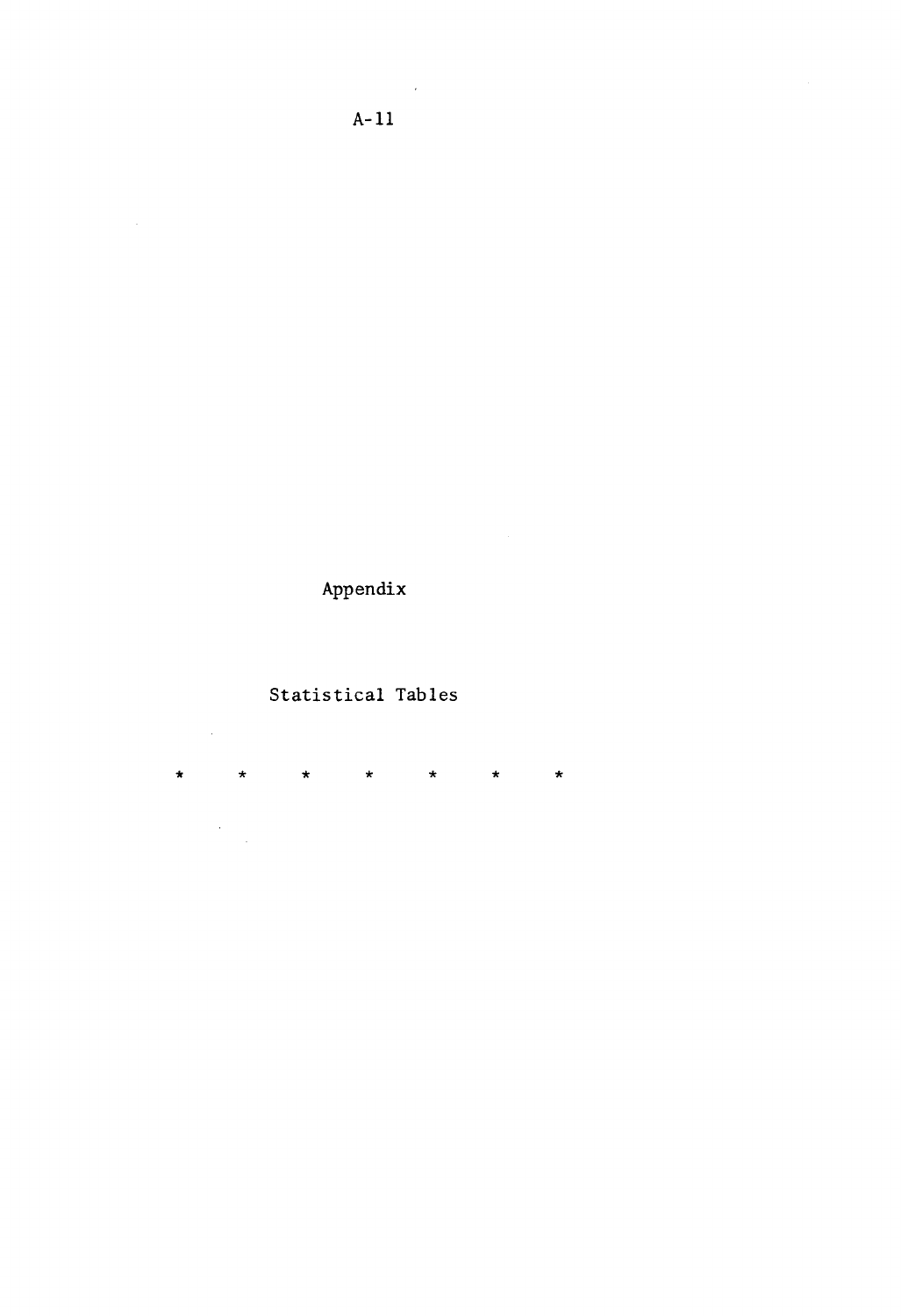# Appendix

## Statistical Tables

*       *       *       *       *       *       *